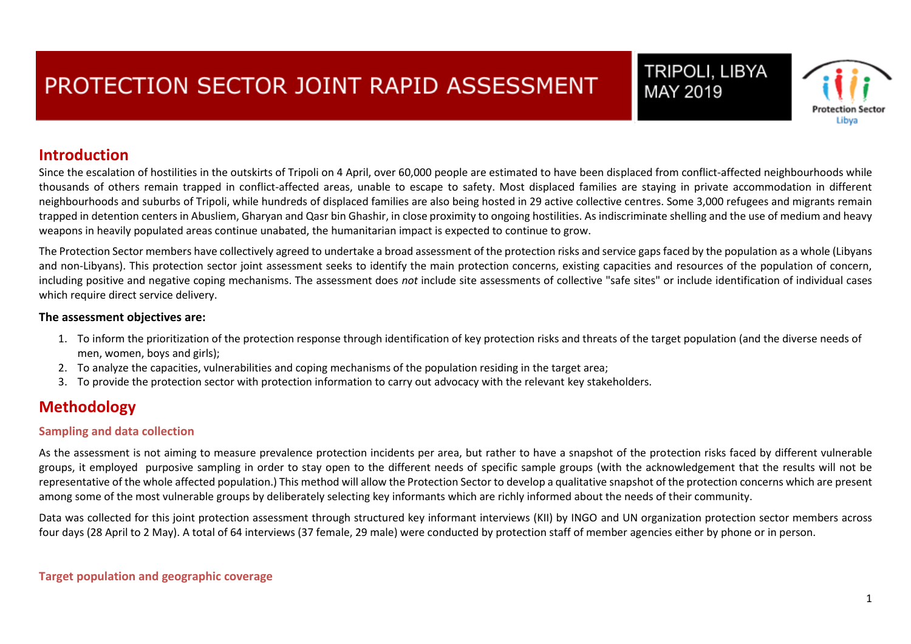# PROTECTION SECTOR JOINT RAPID ASSESSMENT

TRIPOLI, LIBYA
MAY 2019

Protection Sector Libya

## Introduction

Since the escalation of hostilities in the outskirts of Tripoli on 4 April, over 60,000 people are estimated to have been displaced from conflict-affected neighbourhoods while thousands of others remain trapped in conflict-affected areas, unable to escape to safety. Most displaced families are staying in private accommodation in different neighbourhoods and suburbs of Tripoli, while hundreds of displaced families are also being hosted in 29 active collective centres. Some 3,000 refugees and migrants remain trapped in detention centers in Abusliem, Gharyan and Qasr bin Ghashir, in close proximity to ongoing hostilities. As indiscriminate shelling and the use of medium and heavy weapons in heavily populated areas continue unabated, the humanitarian impact is expected to continue to grow.

The Protection Sector members have collectively agreed to undertake a broad assessment of the protection risks and service gaps faced by the population as a whole (Libyans and non-Libyans). This protection sector joint assessment seeks to identify the main protection concerns, existing capacities and resources of the population of concern, including positive and negative coping mechanisms. The assessment does *not* include site assessments of collective "safe sites" or include identification of individual cases which require direct service delivery.

**The assessment objectives are:**

1. To inform the prioritization of the protection response through identification of key protection risks and threats of the target population (and the diverse needs of men, women, boys and girls);
2. To analyze the capacities, vulnerabilities and coping mechanisms of the population residing in the target area;
3. To provide the protection sector with protection information to carry out advocacy with the relevant key stakeholders.

## Methodology

### Sampling and data collection

As the assessment is not aiming to measure prevalence protection incidents per area, but rather to have a snapshot of the protection risks faced by different vulnerable groups, it employed purposive sampling in order to stay open to the different needs of specific sample groups (with the acknowledgement that the results will not be representative of the whole affected population.) This method will allow the Protection Sector to develop a qualitative snapshot of the protection concerns which are present among some of the most vulnerable groups by deliberately selecting key informants which are richly informed about the needs of their community.

Data was collected for this joint protection assessment through structured key informant interviews (KII) by INGO and UN organization protection sector members across four days (28 April to 2 May). A total of 64 interviews (37 female, 29 male) were conducted by protection staff of member agencies either by phone or in person.

### Target population and geographic coverage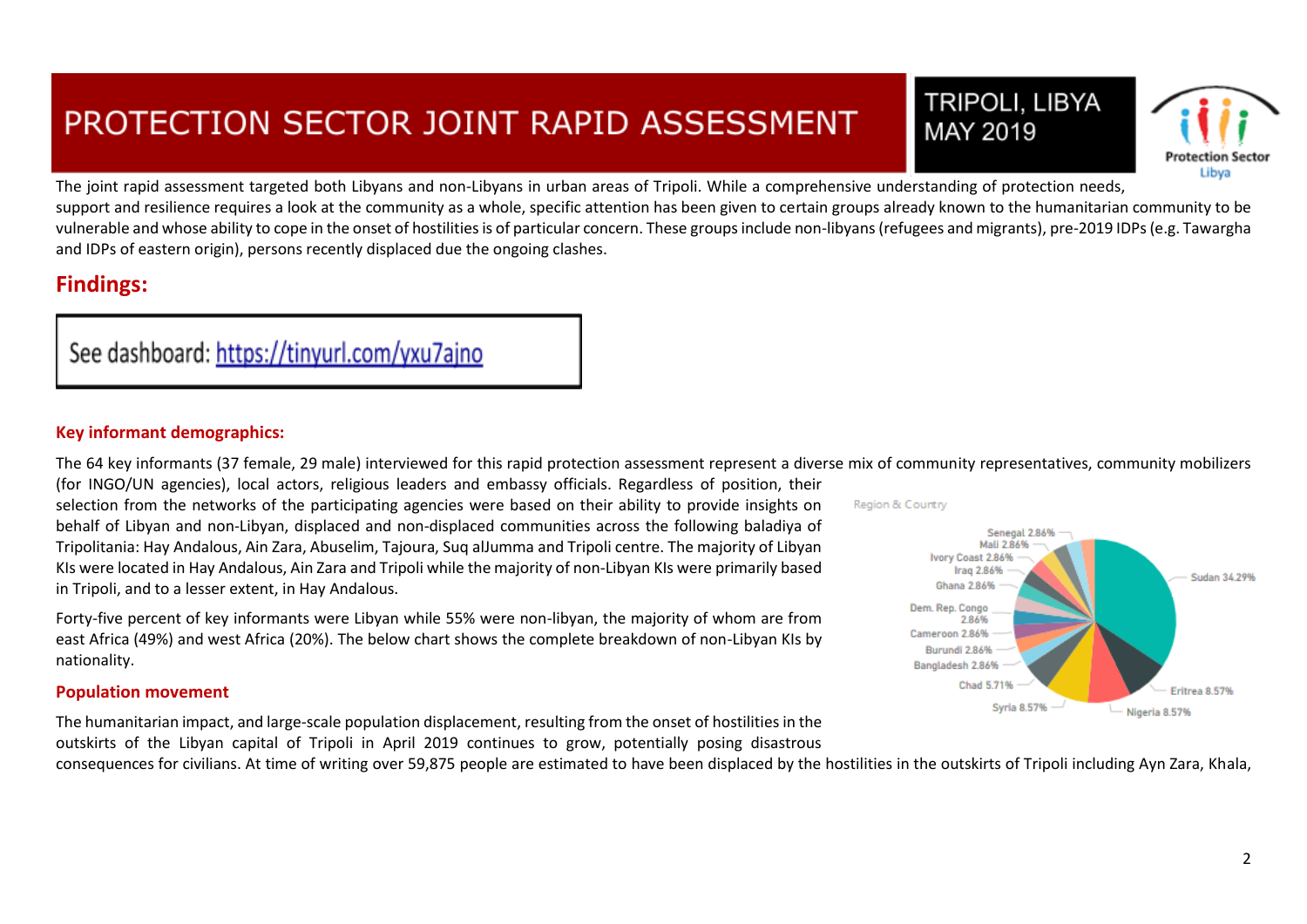# PROTECTION SECTOR JOINT RAPID ASSESSMENT

TRIPOLI, LIBYA
MAY 2019

The joint rapid assessment targeted both Libyans and non-Libyans in urban areas of Tripoli. While a comprehensive understanding of protection needs, support and resilience requires a look at the community as a whole, specific attention has been given to certain groups already known to the humanitarian community to be vulnerable and whose ability to cope in the onset of hostilities is of particular concern. These groups include non-libyans (refugees and migrants), pre-2019 IDPs (e.g. Tawargha and IDPs of eastern origin), persons recently displaced due the ongoing clashes.

## Findings:

See dashboard: [https://tinyurl.com/yxu7ajno](https://tinyurl.com/yxu7ajno)

### Key informant demographics:

The 64 key informants (37 female, 29 male) interviewed for this rapid protection assessment represent a diverse mix of community representatives, community mobilizers (for INGO/UN agencies), local actors, religious leaders and embassy officials. Regardless of position, their selection from the networks of the participating agencies were based on their ability to provide insights on behalf of Libyan and non-Libyan, displaced and non-displaced communities across the following baladiya of Tripolitania: Hay Andalous, Ain Zara, Abuselim, Tajoura, Suq alJumma and Tripoli centre. The majority of Libyan KIs were located in Hay Andalous, Ain Zara and Tripoli while the majority of non-Libyan KIs were primarily based in Tripoli, and to a lesser extent, in Hay Andalous.

Forty-five percent of key informants were Libyan while 55% were non-libyan, the majority of whom are from east Africa (49%) and west Africa (20%). The below chart shows the complete breakdown of non-Libyan KIs by nationality.

Region & Country

| Country | Share |
|---|---|
| Sudan | 34.29% |
| Eritrea | 8.57% |
| Nigeria | 8.57% |
| Syria | 8.57% |
| Chad | 5.71% |
| Bangladesh | 2.86% |
| Burundi | 2.86% |
| Cameroon | 2.86% |
| Dem. Rep. Congo | 2.86% |
| Ghana | 2.86% |
| Iraq | 2.86% |
| Ivory Coast | 2.86% |
| Mali | 2.86% |
| Senegal | 2.86% |

### Population movement

The humanitarian impact, and large-scale population displacement, resulting from the onset of hostilities in the outskirts of the Libyan capital of Tripoli in April 2019 continues to grow, potentially posing disastrous consequences for civilians. At time of writing over 59,875 people are estimated to have been displaced by the hostilities in the outskirts of Tripoli including Ayn Zara, Khala,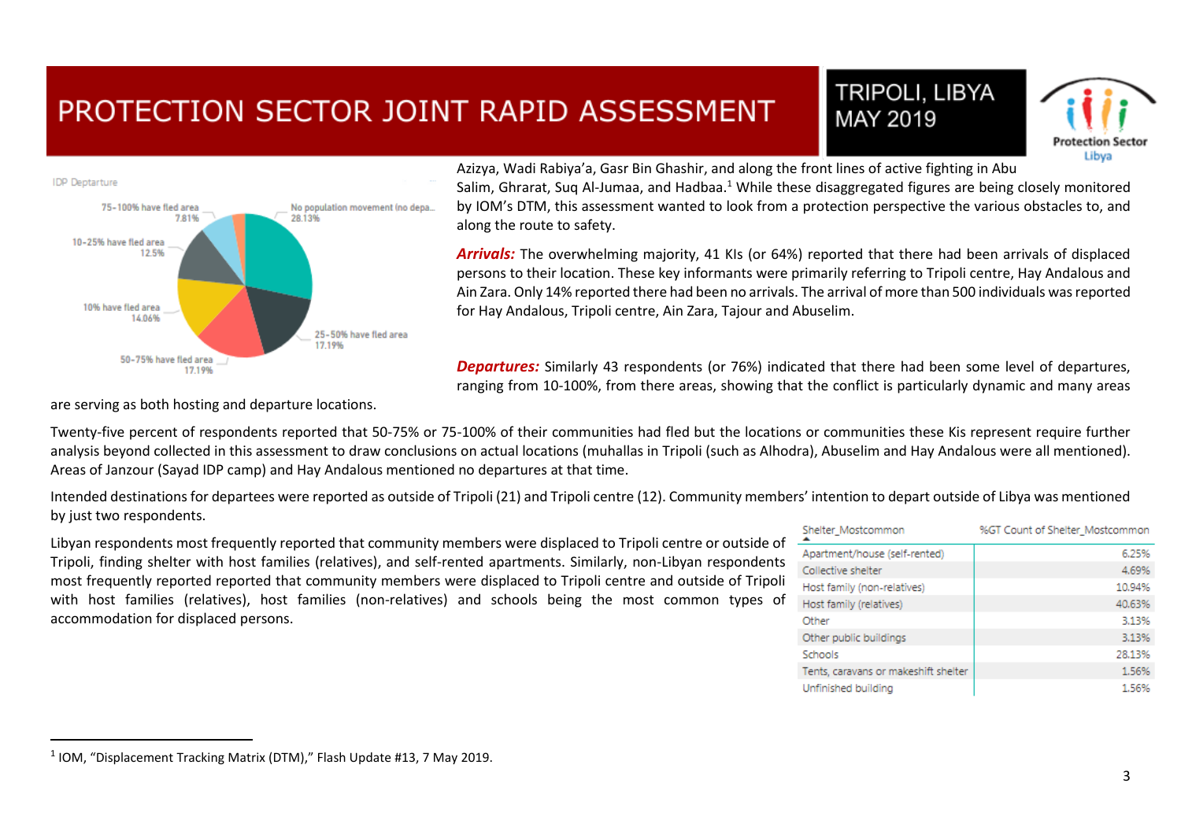Azizya, Wadi Rabiya'a, Gasr Bin Ghashir, and along the front lines of active fighting in Abu Salim, Ghrarat, Suq Al-Jumaa, and Hadbaa.[1] While these disaggregated figures are being closely monitored by IOM's DTM, this assessment wanted to look from a protection perspective the various obstacles to, and along the route to safety.

IDP Deptarture

- 75-100% have fled area 7.81%
- No population movement (no depa... 28.13%
- 10-25% have fled area 12.5%
- 10% have fled area 14.06%
- 25-50% have fled area 17.19%
- 50-75% have fled area 17.19%

***Arrivals:*** The overwhelming majority, 41 KIs (or 64%) reported that there had been arrivals of displaced persons to their location. These key informants were primarily referring to Tripoli centre, Hay Andalous and Ain Zara. Only 14% reported there had been no arrivals. The arrival of more than 500 individuals was reported for Hay Andalous, Tripoli centre, Ain Zara, Tajour and Abuselim.

***Departures:*** Similarly 43 respondents (or 76%) indicated that there had been some level of departures, ranging from 10-100%, from there areas, showing that the conflict is particularly dynamic and many areas are serving as both hosting and departure locations.

Twenty-five percent of respondents reported that 50-75% or 75-100% of their communities had fled but the locations or communities these Kis represent require further analysis beyond collected in this assessment to draw conclusions on actual locations (muhallas in Tripoli (such as Alhodra), Abuselim and Hay Andalous were all mentioned). Areas of Janzour (Sayad IDP camp) and Hay Andalous mentioned no departures at that time.

Intended destinations for departees were reported as outside of Tripoli (21) and Tripoli centre (12). Community members' intention to depart outside of Libya was mentioned by just two respondents.

Libyan respondents most frequently reported that community members were displaced to Tripoli centre or outside of Tripoli, finding shelter with host families (relatives), and self-rented apartments. Similarly, non-Libyan respondents most frequently reported reported that community members were displaced to Tripoli centre and outside of Tripoli with host families (relatives), host families (non-relatives) and schools being the most common types of accommodation for displaced persons.

| Shelter_Mostcommon | %GT Count of Shelter_Mostcommon |
|---|---|
| Apartment/house (self-rented) | 6.25% |
| Collective shelter | 4.69% |
| Host family (non-relatives) | 10.94% |
| Host family (relatives) | 40.63% |
| Other | 3.13% |
| Other public buildings | 3.13% |
| Schools | 28.13% |
| Tents, caravans or makeshift shelter | 1.56% |
| Unfinished building | 1.56% |

[1] IOM, "Displacement Tracking Matrix (DTM)," Flash Update #13, 7 May 2019.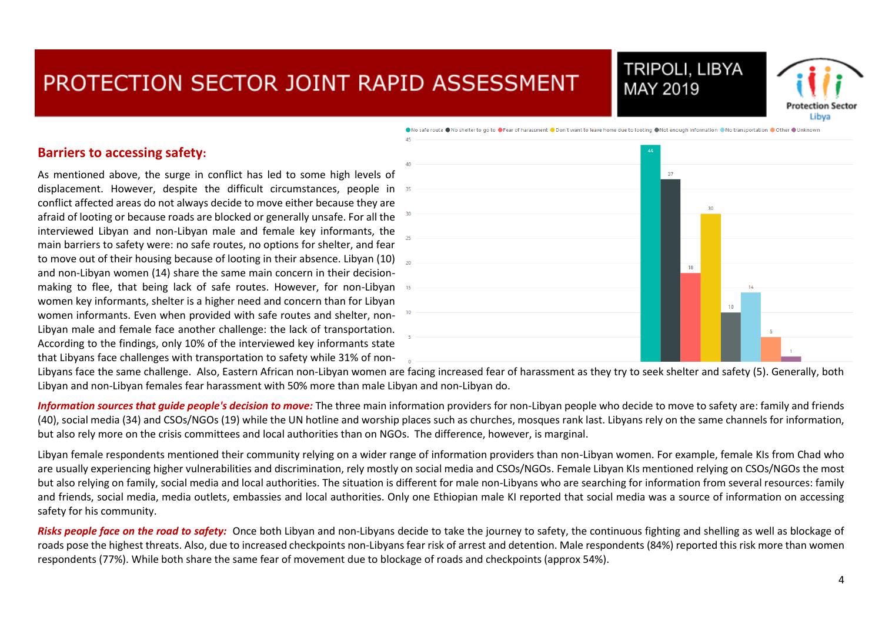# PROTECTION SECTOR JOINT RAPID ASSESSMENT

TRIPOLI, LIBYA
MAY 2019

## Barriers to accessing safety:

As mentioned above, the surge in conflict has led to some high levels of displacement. However, despite the difficult circumstances, people in conflict affected areas do not always decide to move either because they are afraid of looting or because roads are blocked or generally unsafe. For all the interviewed Libyan and non-Libyan male and female key informants, the main barriers to safety were: no safe routes, no options for shelter, and fear to move out of their housing because of looting in their absence. Libyan (10) and non-Libyan women (14) share the same main concern in their decision-making to flee, that being lack of safe routes. However, for non-Libyan women key informants, shelter is a higher need and concern than for Libyan women informants. Even when provided with safe routes and shelter, non-Libyan male and female face another challenge: the lack of transportation. According to the findings, only 10% of the interviewed key informants state that Libyans face challenges with transportation to safety while 31% of non-Libyans face the same challenge. Also, Eastern African non-Libyan women are facing increased fear of harassment as they try to seek shelter and safety (5). Generally, both Libyan and non-Libyan females fear harassment with 50% more than male Libyan and non-Libyan do.

| Barrier | Count |
|---|---|
| No safe route | 44 |
| No shelter to go to | 37 |
| Fear of harassment | 18 |
| Don't want to leave home due to looting | 30 |
| Not enough information | 10 |
| No transportation | 14 |
| Other | 5 |
| Unknown | 1 |

***Information sources that guide people's decision to move:*** The three main information providers for non-Libyan people who decide to move to safety are: family and friends (40), social media (34) and CSOs/NGOs (19) while the UN hotline and worship places such as churches, mosques rank last. Libyans rely on the same channels for information, but also rely more on the crisis committees and local authorities than on NGOs. The difference, however, is marginal.

Libyan female respondents mentioned their community relying on a wider range of information providers than non-Libyan women. For example, female KIs from Chad who are usually experiencing higher vulnerabilities and discrimination, rely mostly on social media and CSOs/NGOs. Female Libyan KIs mentioned relying on CSOs/NGOs the most but also relying on family, social media and local authorities. The situation is different for male non-Libyans who are searching for information from several resources: family and friends, social media, media outlets, embassies and local authorities. Only one Ethiopian male KI reported that social media was a source of information on accessing safety for his community.

***Risks people face on the road to safety:*** Once both Libyan and non-Libyans decide to take the journey to safety, the continuous fighting and shelling as well as blockage of roads pose the highest threats. Also, due to increased checkpoints non-Libyans fear risk of arrest and detention. Male respondents (84%) reported this risk more than women respondents (77%). While both share the same fear of movement due to blockage of roads and checkpoints (approx 54%).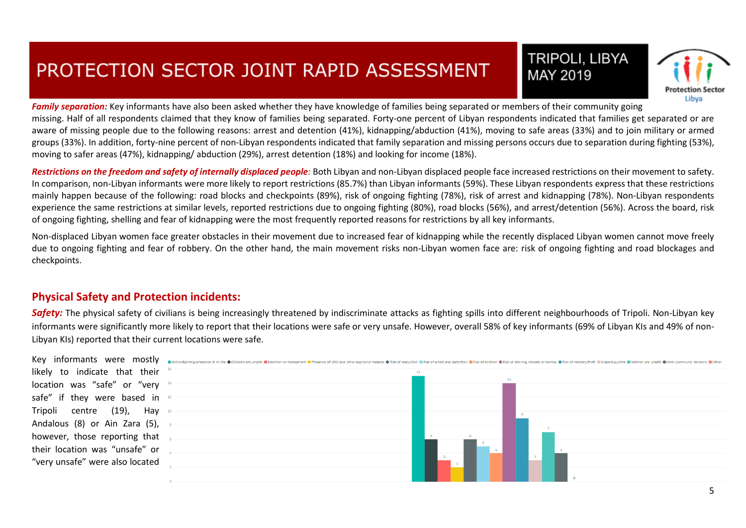# PROTECTION SECTOR JOINT RAPID ASSESSMENT

TRIPOLI, LIBYA
MAY 2019

***Family separation:*** Key informants have also been asked whether they have knowledge of families being separated or members of their community going missing. Half of all respondents claimed that they know of families being separated. Forty-one percent of Libyan respondents indicated that families get separated or are aware of missing people due to the following reasons: arrest and detention (41%), kidnapping/abduction (41%), moving to safe areas (33%) and to join military or armed groups (33%). In addition, forty-nine percent of non-Libyan respondents indicated that family separation and missing persons occurs due to separation during fighting (53%), moving to safer areas (47%), kidnapping/ abduction (29%), arrest detention (18%) and looking for income (18%).

***Restrictions on the freedom and safety of internally displaced people:*** Both Libyan and non-Libyan displaced people face increased restrictions on their movement to safety. In comparison, non-Libyan informants were more likely to report restrictions (85.7%) than Libyan informants (59%). These Libyan respondents express that these restrictions mainly happen because of the following: road blocks and checkpoints (89%), risk of ongoing fighting (78%), risk of arrest and kidnapping (78%). Non-Libyan respondents experience the same restrictions at similar levels, reported restrictions due to ongoing fighting (80%), road blocks (56%), and arrest/detention (56%). Across the board, risk of ongoing fighting, shelling and fear of kidnapping were the most frequently reported reasons for restrictions by all key informants.

Non-displaced Libyan women face greater obstacles in their movement due to increased fear of kidnapping while the recently displaced Libyan women cannot move freely due to ongoing fighting and fear of robbery. On the other hand, the main movement risks non-Libyan women face are: risk of ongoing fighting and road blockages and checkpoints.

## Physical Safety and Protection incidents:

***Safety:*** The physical safety of civilians is being increasingly threatened by indiscriminate attacks as fighting spills into different neighbourhoods of Tripoli. Non-Libyan key informants were significantly more likely to report that their locations were safe or very unsafe. However, overall 58% of key informants (69% of Libyan KIs and 49% of non-Libyan KIs) reported that their current locations were safe.

Key informants were mostly likely to indicate that their location was "safe" or "very safe" if they were based in Tripoli centre (19), Hay Andalous (8) or Ain Zara (5), however, those reporting that their location was "unsafe" or "very unsafe" were also located

| Category | Value |
|---|---|
| Active fighting/presence of militia | 15 |
| Children are unsafe | 6 |
| Extortion or harassment | 3 |
| Presence of UXO and other explosive hazards | 2 |
| Risk of abduction | 6 |
| Risk of arrest and detention | 5 |
| Risk of eviction | 4 |
| Risk of shelling, rockets or bombs | 14 |
| Risk of robbery/theft | 9 |
| Snipers/gunfire | 3 |
| Women are unsafe | 7 |
| Inter-communal tensions | 4 |
| Other | 0 |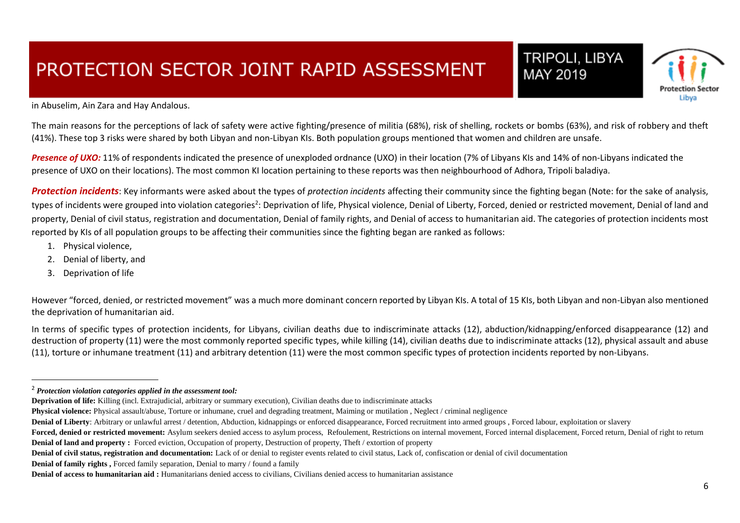in Abuselim, Ain Zara and Hay Andalous.

The main reasons for the perceptions of lack of safety were active fighting/presence of militia (68%), risk of shelling, rockets or bombs (63%), and risk of robbery and theft (41%). These top 3 risks were shared by both Libyan and non-Libyan KIs. Both population groups mentioned that women and children are unsafe.

***Presence of UXO:*** 11% of respondents indicated the presence of unexploded ordnance (UXO) in their location (7% of Libyans KIs and 14% of non-Libyans indicated the presence of UXO on their locations). The most common KI location pertaining to these reports was then neighbourhood of Adhora, Tripoli baladiya.

***Protection incidents***: Key informants were asked about the types of *protection incidents* affecting their community since the fighting began (Note: for the sake of analysis, types of incidents were grouped into violation categories[2]: Deprivation of life, Physical violence, Denial of Liberty, Forced, denied or restricted movement, Denial of land and property, Denial of civil status, registration and documentation, Denial of family rights, and Denial of access to humanitarian aid. The categories of protection incidents most reported by KIs of all population groups to be affecting their communities since the fighting began are ranked as follows:

1. Physical violence,
2. Denial of liberty, and
3. Deprivation of life

However "forced, denied, or restricted movement" was a much more dominant concern reported by Libyan KIs. A total of 15 KIs, both Libyan and non-Libyan also mentioned the deprivation of humanitarian aid.

In terms of specific types of protection incidents, for Libyans, civilian deaths due to indiscriminate attacks (12), abduction/kidnapping/enforced disappearance (12) and destruction of property (11) were the most commonly reported specific types, while killing (14), civilian deaths due to indiscriminate attacks (12), physical assault and abuse (11), torture or inhumane treatment (11) and arbitrary detention (11) were the most common specific types of protection incidents reported by non-Libyans.

---

[2] ***Protection violation categories applied in the assessment tool:***

**Deprivation of life:** Killing (incl. Extrajudicial, arbitrary or summary execution), Civilian deaths due to indiscriminate attacks

**Physical violence:** Physical assault/abuse, Torture or inhumane, cruel and degrading treatment, Maiming or mutilation , Neglect / criminal negligence

**Denial of Liberty**: Arbitrary or unlawful arrest / detention, Abduction, kidnappings or enforced disappearance, Forced recruitment into armed groups , Forced labour, exploitation or slavery

**Forced, denied or restricted movement:** Asylum seekers denied access to asylum process, Refoulement, Restrictions on internal movement, Forced internal displacement, Forced return, Denial of right to return

**Denial of land and property :** Forced eviction, Occupation of property, Destruction of property, Theft / extortion of property

**Denial of civil status, registration and documentation:** Lack of or denial to register events related to civil status, Lack of, confiscation or denial of civil documentation

**Denial of family rights ,** Forced family separation, Denial to marry / found a family

**Denial of access to humanitarian aid :** Humanitarians denied access to civilians, Civilians denied access to humanitarian assistance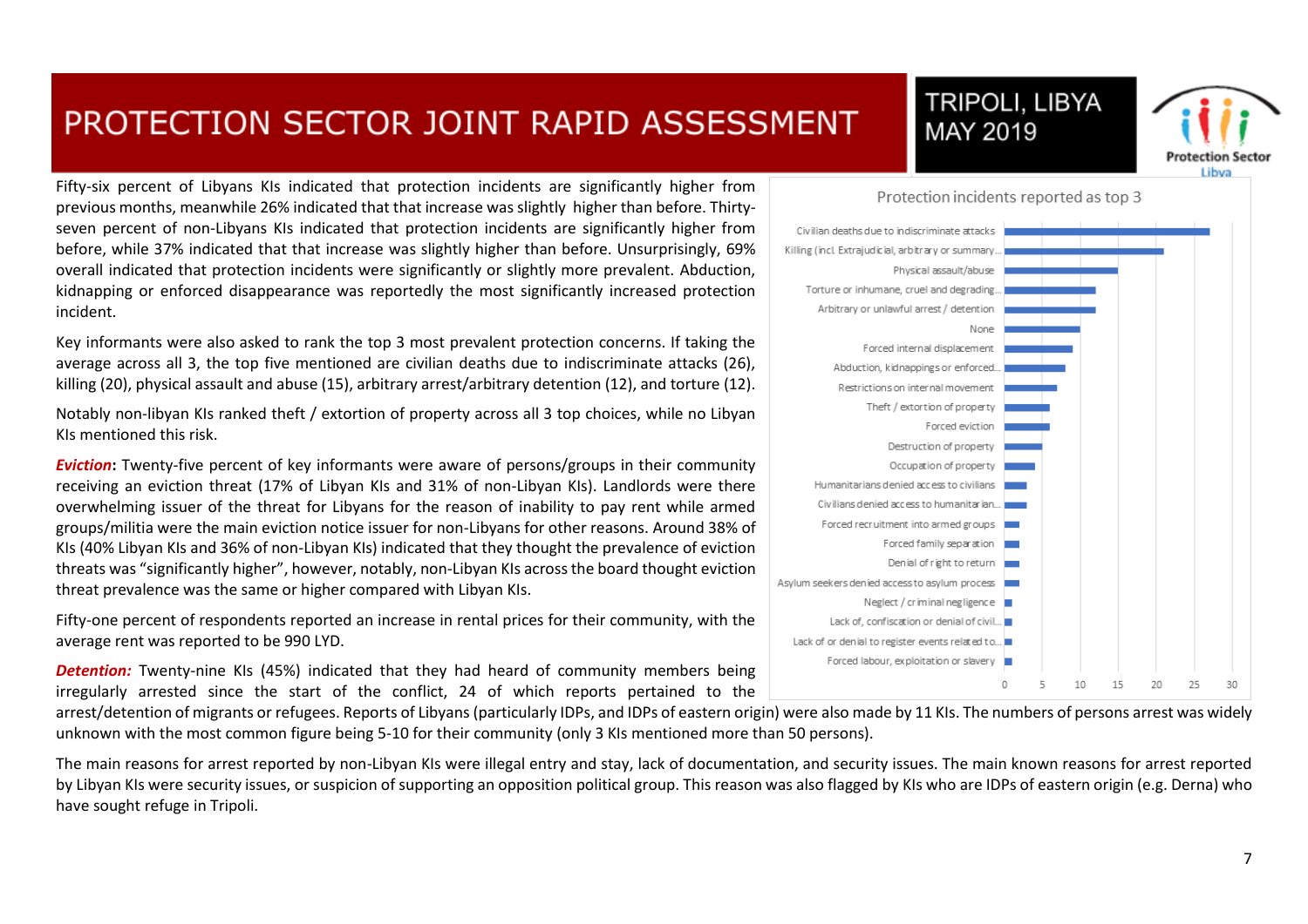Fifty-six percent of Libyans KIs indicated that protection incidents are significantly higher from previous months, meanwhile 26% indicated that that increase was slightly higher than before. Thirty-seven percent of non-Libyans KIs indicated that protection incidents are significantly higher from before, while 37% indicated that that increase was slightly higher than before. Unsurprisingly, 69% overall indicated that protection incidents were significantly or slightly more prevalent. Abduction, kidnapping or enforced disappearance was reportedly the most significantly increased protection incident.

Key informants were also asked to rank the top 3 most prevalent protection concerns. If taking the average across all 3, the top five mentioned are civilian deaths due to indiscriminate attacks (26), killing (20), physical assault and abuse (15), arbitrary arrest/arbitrary detention (12), and torture (12).

**Protection incidents reported as top 3**

- Civilian deaths due to indiscriminate attacks
- Killing (incl. Extrajudicial, arbitrary or summary...
- Physical assault/abuse
- Torture or inhumane, cruel and degrading...
- Arbitrary or unlawful arrest / detention
- None
- Forced internal displacement
- Abduction, kidnappings or enforced...
- Restrictions on internal movement
- Theft / extortion of property
- Forced eviction
- Destruction of property
- Occupation of property
- Humanitarians denied access to civilians
- Civilians denied access to humanitarian...
- Forced recruitment into armed groups
- Forced family separation
- Denial of right to return
- Asylum seekers denied access to asylum process
- Neglect / criminal negligence
- Lack of, confiscation or denial of civil...
- Lack of or denial to register events related to...
- Forced labour, exploitation or slavery

Notably non-libyan KIs ranked theft / extortion of property across all 3 top choices, while no Libyan KIs mentioned this risk.

***Eviction*****:** Twenty-five percent of key informants were aware of persons/groups in their community receiving an eviction threat (17% of Libyan KIs and 31% of non-Libyan KIs). Landlords were there overwhelming issuer of the threat for Libyans for the reason of inability to pay rent while armed groups/militia were the main eviction notice issuer for non-Libyans for other reasons. Around 38% of KIs (40% Libyan KIs and 36% of non-Libyan KIs) indicated that they thought the prevalence of eviction threats was "significantly higher", however, notably, non-Libyan KIs across the board thought eviction threat prevalence was the same or higher compared with Libyan KIs.

Fifty-one percent of respondents reported an increase in rental prices for their community, with the average rent was reported to be 990 LYD.

***Detention:*** Twenty-nine KIs (45%) indicated that they had heard of community members being irregularly arrested since the start of the conflict, 24 of which reports pertained to the arrest/detention of migrants or refugees. Reports of Libyans (particularly IDPs, and IDPs of eastern origin) were also made by 11 KIs. The numbers of persons arrest was widely unknown with the most common figure being 5-10 for their community (only 3 KIs mentioned more than 50 persons).

The main reasons for arrest reported by non-Libyan KIs were illegal entry and stay, lack of documentation, and security issues. The main known reasons for arrest reported by Libyan KIs were security issues, or suspicion of supporting an opposition political group. This reason was also flagged by KIs who are IDPs of eastern origin (e.g. Derna) who have sought refuge in Tripoli.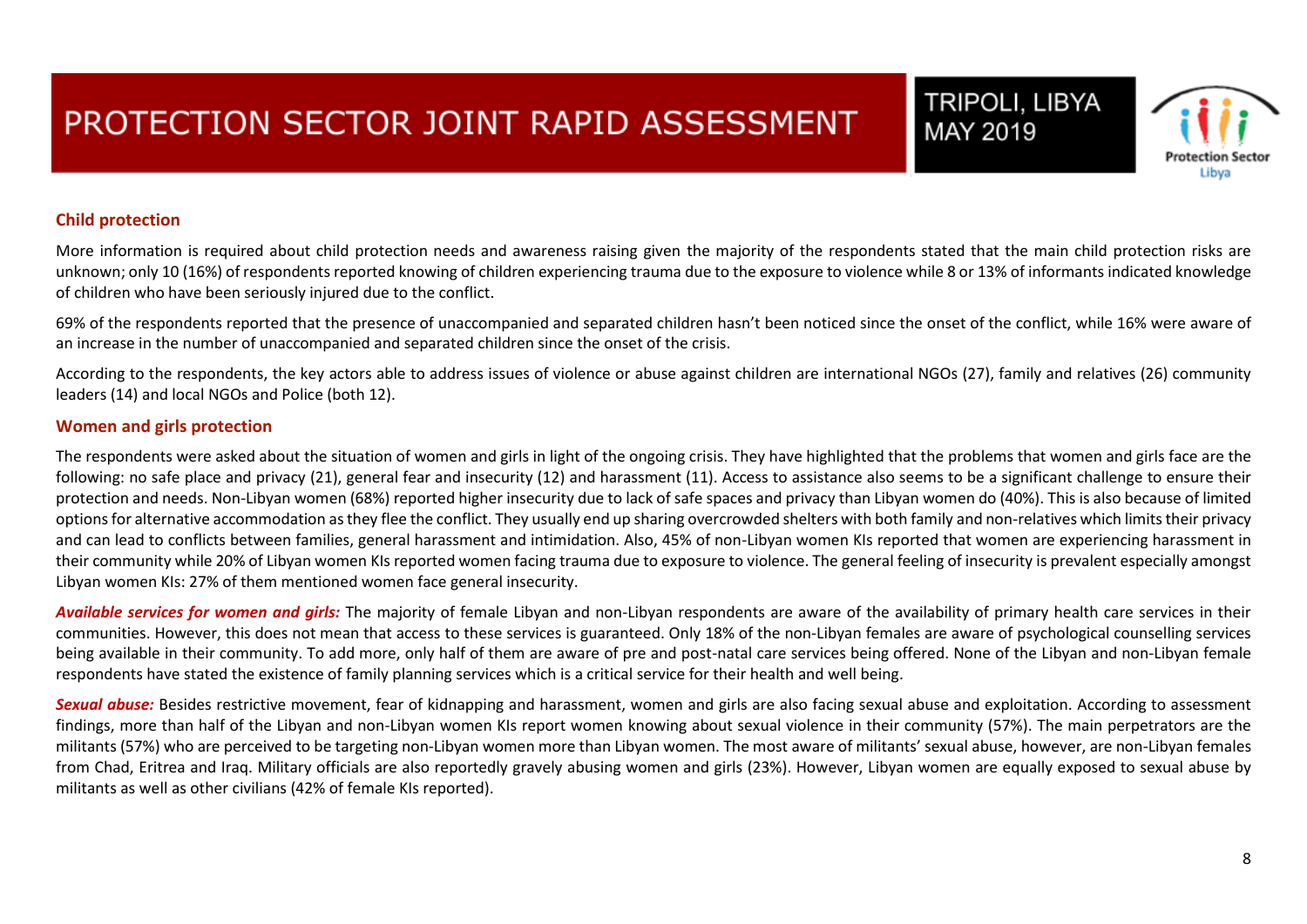### Child protection

More information is required about child protection needs and awareness raising given the majority of the respondents stated that the main child protection risks are unknown; only 10 (16%) of respondents reported knowing of children experiencing trauma due to the exposure to violence while 8 or 13% of informants indicated knowledge of children who have been seriously injured due to the conflict.

69% of the respondents reported that the presence of unaccompanied and separated children hasn't been noticed since the onset of the conflict, while 16% were aware of an increase in the number of unaccompanied and separated children since the onset of the crisis.

According to the respondents, the key actors able to address issues of violence or abuse against children are international NGOs (27), family and relatives (26) community leaders (14) and local NGOs and Police (both 12).

### Women and girls protection

The respondents were asked about the situation of women and girls in light of the ongoing crisis. They have highlighted that the problems that women and girls face are the following: no safe place and privacy (21), general fear and insecurity (12) and harassment (11). Access to assistance also seems to be a significant challenge to ensure their protection and needs. Non-Libyan women (68%) reported higher insecurity due to lack of safe spaces and privacy than Libyan women do (40%). This is also because of limited options for alternative accommodation as they flee the conflict. They usually end up sharing overcrowded shelters with both family and non-relatives which limits their privacy and can lead to conflicts between families, general harassment and intimidation. Also, 45% of non-Libyan women KIs reported that women are experiencing harassment in their community while 20% of Libyan women KIs reported women facing trauma due to exposure to violence. The general feeling of insecurity is prevalent especially amongst Libyan women KIs: 27% of them mentioned women face general insecurity.

***Available services for women and girls:*** The majority of female Libyan and non-Libyan respondents are aware of the availability of primary health care services in their communities. However, this does not mean that access to these services is guaranteed. Only 18% of the non-Libyan females are aware of psychological counselling services being available in their community. To add more, only half of them are aware of pre and post-natal care services being offered. None of the Libyan and non-Libyan female respondents have stated the existence of family planning services which is a critical service for their health and well being.

***Sexual abuse:*** Besides restrictive movement, fear of kidnapping and harassment, women and girls are also facing sexual abuse and exploitation. According to assessment findings, more than half of the Libyan and non-Libyan women KIs report women knowing about sexual violence in their community (57%). The main perpetrators are the militants (57%) who are perceived to be targeting non-Libyan women more than Libyan women. The most aware of militants' sexual abuse, however, are non-Libyan females from Chad, Eritrea and Iraq. Military officials are also reportedly gravely abusing women and girls (23%). However, Libyan women are equally exposed to sexual abuse by militants as well as other civilians (42% of female KIs reported).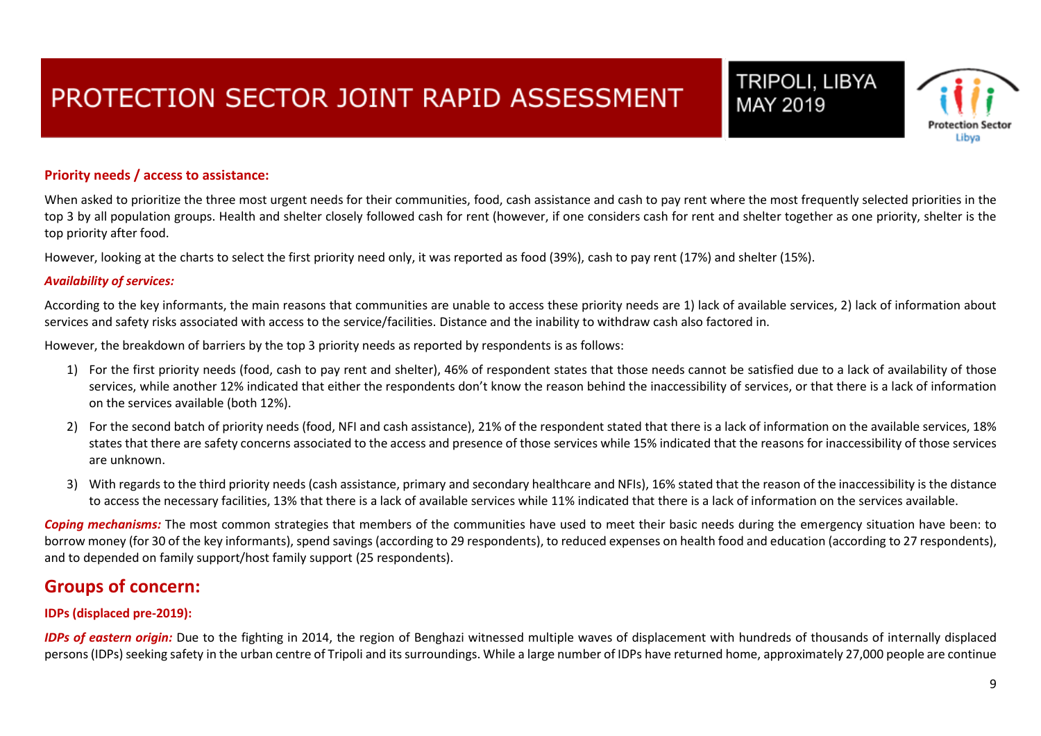**Priority needs / access to assistance:**

When asked to prioritize the three most urgent needs for their communities, food, cash assistance and cash to pay rent where the most frequently selected priorities in the top 3 by all population groups. Health and shelter closely followed cash for rent (however, if one considers cash for rent and shelter together as one priority, shelter is the top priority after food.

However, looking at the charts to select the first priority need only, it was reported as food (39%), cash to pay rent (17%) and shelter (15%).

***Availability of services:***

According to the key informants, the main reasons that communities are unable to access these priority needs are 1) lack of available services, 2) lack of information about services and safety risks associated with access to the service/facilities. Distance and the inability to withdraw cash also factored in.

However, the breakdown of barriers by the top 3 priority needs as reported by respondents is as follows:

1) For the first priority needs (food, cash to pay rent and shelter), 46% of respondent states that those needs cannot be satisfied due to a lack of availability of those services, while another 12% indicated that either the respondents don't know the reason behind the inaccessibility of services, or that there is a lack of information on the services available (both 12%).
2) For the second batch of priority needs (food, NFI and cash assistance), 21% of the respondent stated that there is a lack of information on the available services, 18% states that there are safety concerns associated to the access and presence of those services while 15% indicated that the reasons for inaccessibility of those services are unknown.
3) With regards to the third priority needs (cash assistance, primary and secondary healthcare and NFIs), 16% stated that the reason of the inaccessibility is the distance to access the necessary facilities, 13% that there is a lack of available services while 11% indicated that there is a lack of information on the services available.

***Coping mechanisms:*** The most common strategies that members of the communities have used to meet their basic needs during the emergency situation have been: to borrow money (for 30 of the key informants), spend savings (according to 29 respondents), to reduced expenses on health food and education (according to 27 respondents), and to depended on family support/host family support (25 respondents).

## Groups of concern:

**IDPs (displaced pre-2019):**

***IDPs of eastern origin:*** Due to the fighting in 2014, the region of Benghazi witnessed multiple waves of displacement with hundreds of thousands of internally displaced persons (IDPs) seeking safety in the urban centre of Tripoli and its surroundings. While a large number of IDPs have returned home, approximately 27,000 people are continue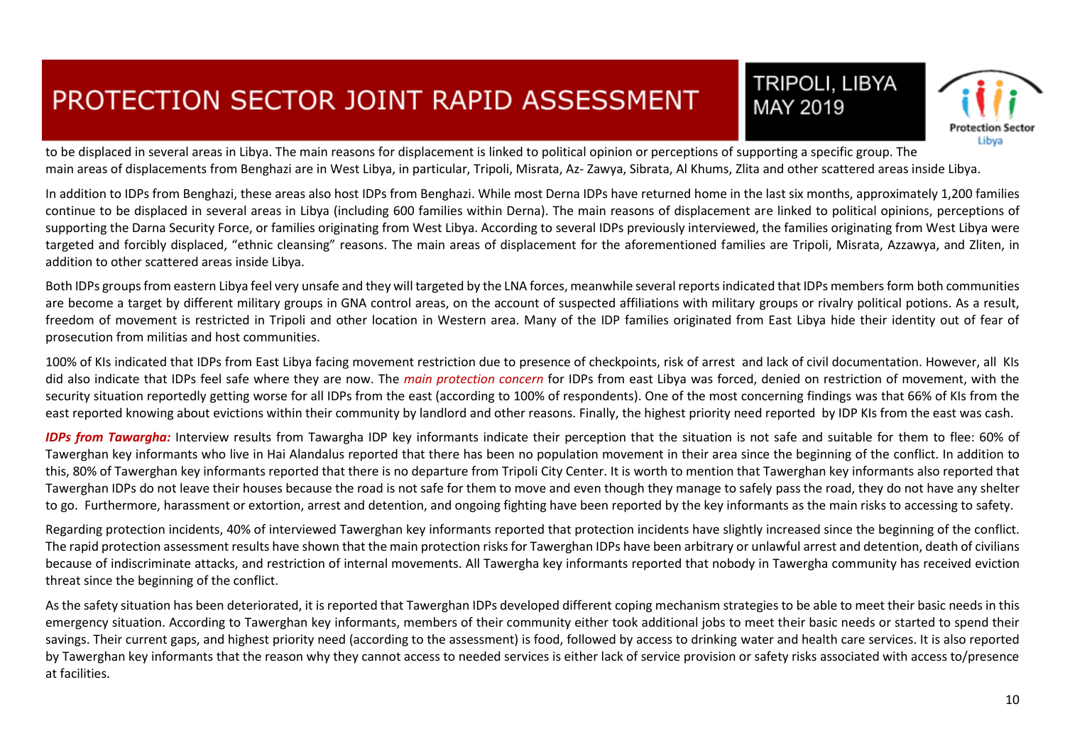to be displaced in several areas in Libya. The main reasons for displacement is linked to political opinion or perceptions of supporting a specific group. The main areas of displacements from Benghazi are in West Libya, in particular, Tripoli, Misrata, Az- Zawya, Sibrata, Al Khums, Zlita and other scattered areas inside Libya.

In addition to IDPs from Benghazi, these areas also host IDPs from Benghazi. While most Derna IDPs have returned home in the last six months, approximately 1,200 families continue to be displaced in several areas in Libya (including 600 families within Derna). The main reasons of displacement are linked to political opinions, perceptions of supporting the Darna Security Force, or families originating from West Libya. According to several IDPs previously interviewed, the families originating from West Libya were targeted and forcibly displaced, "ethnic cleansing" reasons. The main areas of displacement for the aforementioned families are Tripoli, Misrata, Azzawya, and Zliten, in addition to other scattered areas inside Libya.

Both IDPs groups from eastern Libya feel very unsafe and they will targeted by the LNA forces, meanwhile several reports indicated that IDPs members form both communities are become a target by different military groups in GNA control areas, on the account of suspected affiliations with military groups or rivalry political potions. As a result, freedom of movement is restricted in Tripoli and other location in Western area. Many of the IDP families originated from East Libya hide their identity out of fear of prosecution from militias and host communities.

100% of KIs indicated that IDPs from East Libya facing movement restriction due to presence of checkpoints, risk of arrest and lack of civil documentation. However, all KIs did also indicate that IDPs feel safe where they are now. The *main protection concern* for IDPs from east Libya was forced, denied on restriction of movement, with the security situation reportedly getting worse for all IDPs from the east (according to 100% of respondents). One of the most concerning findings was that 66% of KIs from the east reported knowing about evictions within their community by landlord and other reasons. Finally, the highest priority need reported by IDP KIs from the east was cash.

***IDPs from Tawargha:*** Interview results from Tawargha IDP key informants indicate their perception that the situation is not safe and suitable for them to flee: 60% of Tawerghan key informants who live in Hai Alandalus reported that there has been no population movement in their area since the beginning of the conflict. In addition to this, 80% of Tawerghan key informants reported that there is no departure from Tripoli City Center. It is worth to mention that Tawerghan key informants also reported that Tawerghan IDPs do not leave their houses because the road is not safe for them to move and even though they manage to safely pass the road, they do not have any shelter to go. Furthermore, harassment or extortion, arrest and detention, and ongoing fighting have been reported by the key informants as the main risks to accessing to safety.

Regarding protection incidents, 40% of interviewed Tawerghan key informants reported that protection incidents have slightly increased since the beginning of the conflict. The rapid protection assessment results have shown that the main protection risks for Tawerghan IDPs have been arbitrary or unlawful arrest and detention, death of civilians because of indiscriminate attacks, and restriction of internal movements. All Tawergha key informants reported that nobody in Tawergha community has received eviction threat since the beginning of the conflict.

As the safety situation has been deteriorated, it is reported that Tawerghan IDPs developed different coping mechanism strategies to be able to meet their basic needs in this emergency situation. According to Tawerghan key informants, members of their community either took additional jobs to meet their basic needs or started to spend their savings. Their current gaps, and highest priority need (according to the assessment) is food, followed by access to drinking water and health care services. It is also reported by Tawerghan key informants that the reason why they cannot access to needed services is either lack of service provision or safety risks associated with access to/presence at facilities.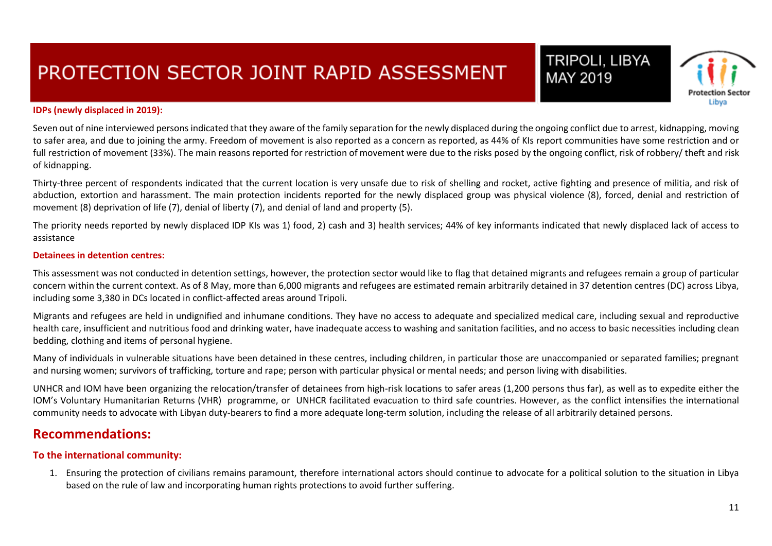#### IDPs (newly displaced in 2019):

Seven out of nine interviewed persons indicated that they aware of the family separation for the newly displaced during the ongoing conflict due to arrest, kidnapping, moving to safer area, and due to joining the army. Freedom of movement is also reported as a concern as reported, as 44% of KIs report communities have some restriction and or full restriction of movement (33%). The main reasons reported for restriction of movement were due to the risks posed by the ongoing conflict, risk of robbery/ theft and risk of kidnapping.

Thirty-three percent of respondents indicated that the current location is very unsafe due to risk of shelling and rocket, active fighting and presence of militia, and risk of abduction, extortion and harassment. The main protection incidents reported for the newly displaced group was physical violence (8), forced, denial and restriction of movement (8) deprivation of life (7), denial of liberty (7), and denial of land and property (5).

The priority needs reported by newly displaced IDP KIs was 1) food, 2) cash and 3) health services; 44% of key informants indicated that newly displaced lack of access to assistance

#### Detainees in detention centres:

This assessment was not conducted in detention settings, however, the protection sector would like to flag that detained migrants and refugees remain a group of particular concern within the current context. As of 8 May, more than 6,000 migrants and refugees are estimated remain arbitrarily detained in 37 detention centres (DC) across Libya, including some 3,380 in DCs located in conflict-affected areas around Tripoli.

Migrants and refugees are held in undignified and inhumane conditions. They have no access to adequate and specialized medical care, including sexual and reproductive health care, insufficient and nutritious food and drinking water, have inadequate access to washing and sanitation facilities, and no access to basic necessities including clean bedding, clothing and items of personal hygiene.

Many of individuals in vulnerable situations have been detained in these centres, including children, in particular those are unaccompanied or separated families; pregnant and nursing women; survivors of trafficking, torture and rape; person with particular physical or mental needs; and person living with disabilities.

UNHCR and IOM have been organizing the relocation/transfer of detainees from high-risk locations to safer areas (1,200 persons thus far), as well as to expedite either the IOM's Voluntary Humanitarian Returns (VHR) programme, or UNHCR facilitated evacuation to third safe countries. However, as the conflict intensifies the international community needs to advocate with Libyan duty-bearers to find a more adequate long-term solution, including the release of all arbitrarily detained persons.

## Recommendations:

#### To the international community:

1. Ensuring the protection of civilians remains paramount, therefore international actors should continue to advocate for a political solution to the situation in Libya based on the rule of law and incorporating human rights protections to avoid further suffering.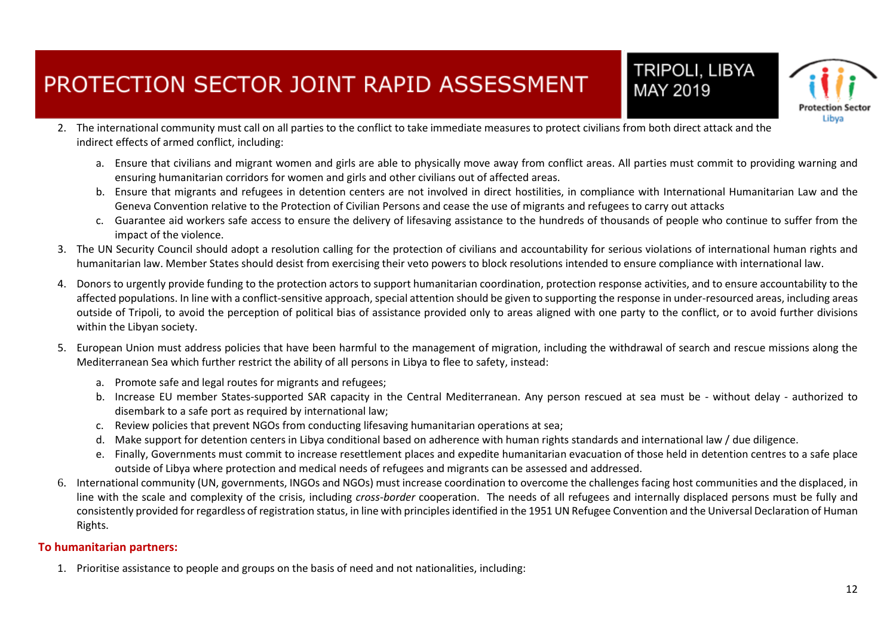2. The international community must call on all parties to the conflict to take immediate measures to protect civilians from both direct attack and the indirect effects of armed conflict, including:

    a. Ensure that civilians and migrant women and girls are able to physically move away from conflict areas. All parties must commit to providing warning and ensuring humanitarian corridors for women and girls and other civilians out of affected areas.
    b. Ensure that migrants and refugees in detention centers are not involved in direct hostilities, in compliance with International Humanitarian Law and the Geneva Convention relative to the Protection of Civilian Persons and cease the use of migrants and refugees to carry out attacks
    c. Guarantee aid workers safe access to ensure the delivery of lifesaving assistance to the hundreds of thousands of people who continue to suffer from the impact of the violence.

3. The UN Security Council should adopt a resolution calling for the protection of civilians and accountability for serious violations of international human rights and humanitarian law. Member States should desist from exercising their veto powers to block resolutions intended to ensure compliance with international law.

4. Donors to urgently provide funding to the protection actors to support humanitarian coordination, protection response activities, and to ensure accountability to the affected populations. In line with a conflict-sensitive approach, special attention should be given to supporting the response in under-resourced areas, including areas outside of Tripoli, to avoid the perception of political bias of assistance provided only to areas aligned with one party to the conflict, or to avoid further divisions within the Libyan society.

5. European Union must address policies that have been harmful to the management of migration, including the withdrawal of search and rescue missions along the Mediterranean Sea which further restrict the ability of all persons in Libya to flee to safety, instead:

    a. Promote safe and legal routes for migrants and refugees;
    b. Increase EU member States-supported SAR capacity in the Central Mediterranean. Any person rescued at sea must be - without delay - authorized to disembark to a safe port as required by international law;
    c. Review policies that prevent NGOs from conducting lifesaving humanitarian operations at sea;
    d. Make support for detention centers in Libya conditional based on adherence with human rights standards and international law / due diligence.
    e. Finally, Governments must commit to increase resettlement places and expedite humanitarian evacuation of those held in detention centres to a safe place outside of Libya where protection and medical needs of refugees and migrants can be assessed and addressed.

6. International community (UN, governments, INGOs and NGOs) must increase coordination to overcome the challenges facing host communities and the displaced, in line with the scale and complexity of the crisis, including *cross-border* cooperation. The needs of all refugees and internally displaced persons must be fully and consistently provided for regardless of registration status, in line with principles identified in the 1951 UN Refugee Convention and the Universal Declaration of Human Rights.

**To humanitarian partners:**

1. Prioritise assistance to people and groups on the basis of need and not nationalities, including: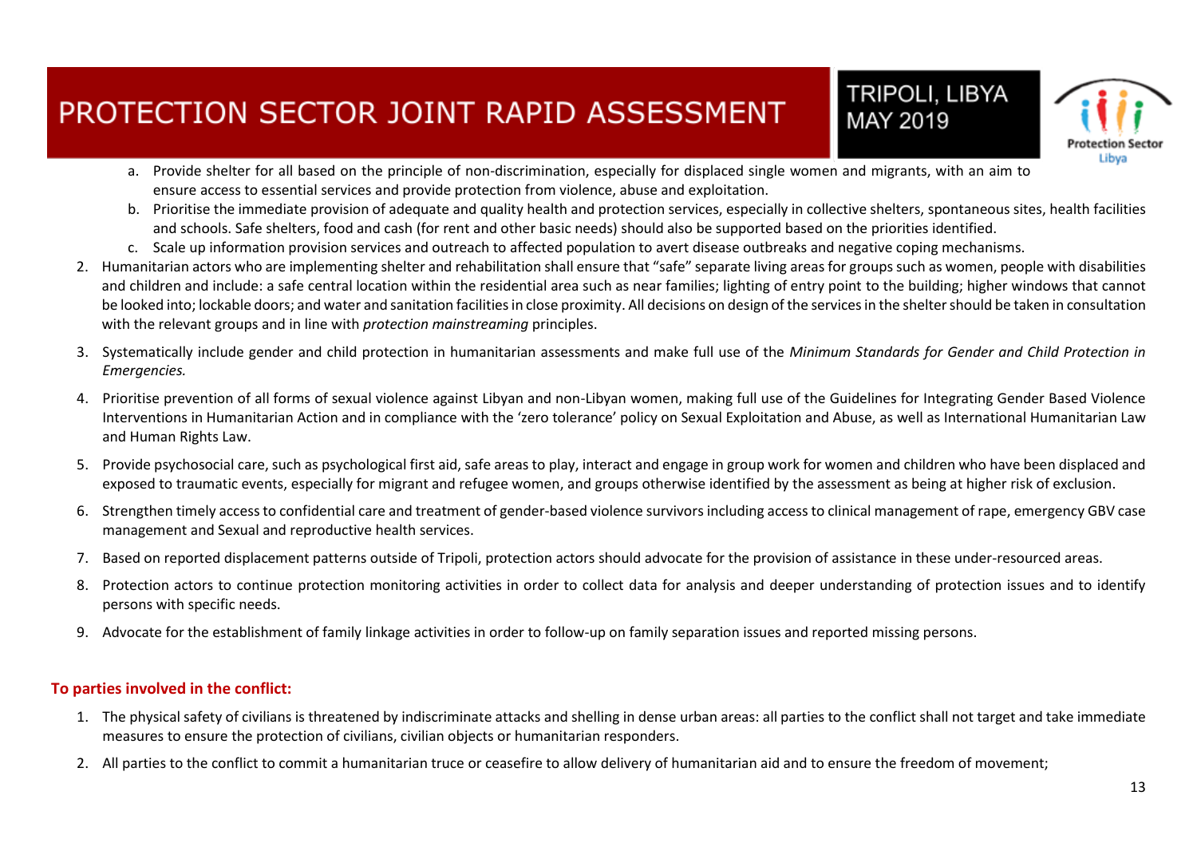a. Provide shelter for all based on the principle of non-discrimination, especially for displaced single women and migrants, with an aim to ensure access to essential services and provide protection from violence, abuse and exploitation.
   b. Prioritise the immediate provision of adequate and quality health and protection services, especially in collective shelters, spontaneous sites, health facilities and schools. Safe shelters, food and cash (for rent and other basic needs) should also be supported based on the priorities identified.
   c. Scale up information provision services and outreach to affected population to avert disease outbreaks and negative coping mechanisms.
2. Humanitarian actors who are implementing shelter and rehabilitation shall ensure that "safe" separate living areas for groups such as women, people with disabilities and children and include: a safe central location within the residential area such as near families; lighting of entry point to the building; higher windows that cannot be looked into; lockable doors; and water and sanitation facilities in close proximity. All decisions on design of the services in the shelter should be taken in consultation with the relevant groups and in line with *protection mainstreaming* principles.
3. Systematically include gender and child protection in humanitarian assessments and make full use of the *Minimum Standards for Gender and Child Protection in Emergencies.*
4. Prioritise prevention of all forms of sexual violence against Libyan and non-Libyan women, making full use of the Guidelines for Integrating Gender Based Violence Interventions in Humanitarian Action and in compliance with the 'zero tolerance' policy on Sexual Exploitation and Abuse, as well as International Humanitarian Law and Human Rights Law.
5. Provide psychosocial care, such as psychological first aid, safe areas to play, interact and engage in group work for women and children who have been displaced and exposed to traumatic events, especially for migrant and refugee women, and groups otherwise identified by the assessment as being at higher risk of exclusion.
6. Strengthen timely access to confidential care and treatment of gender-based violence survivors including access to clinical management of rape, emergency GBV case management and Sexual and reproductive health services.
7. Based on reported displacement patterns outside of Tripoli, protection actors should advocate for the provision of assistance in these under-resourced areas.
8. Protection actors to continue protection monitoring activities in order to collect data for analysis and deeper understanding of protection issues and to identify persons with specific needs.
9. Advocate for the establishment of family linkage activities in order to follow-up on family separation issues and reported missing persons.

**To parties involved in the conflict:**

1. The physical safety of civilians is threatened by indiscriminate attacks and shelling in dense urban areas: all parties to the conflict shall not target and take immediate measures to ensure the protection of civilians, civilian objects or humanitarian responders.
2. All parties to the conflict to commit a humanitarian truce or ceasefire to allow delivery of humanitarian aid and to ensure the freedom of movement;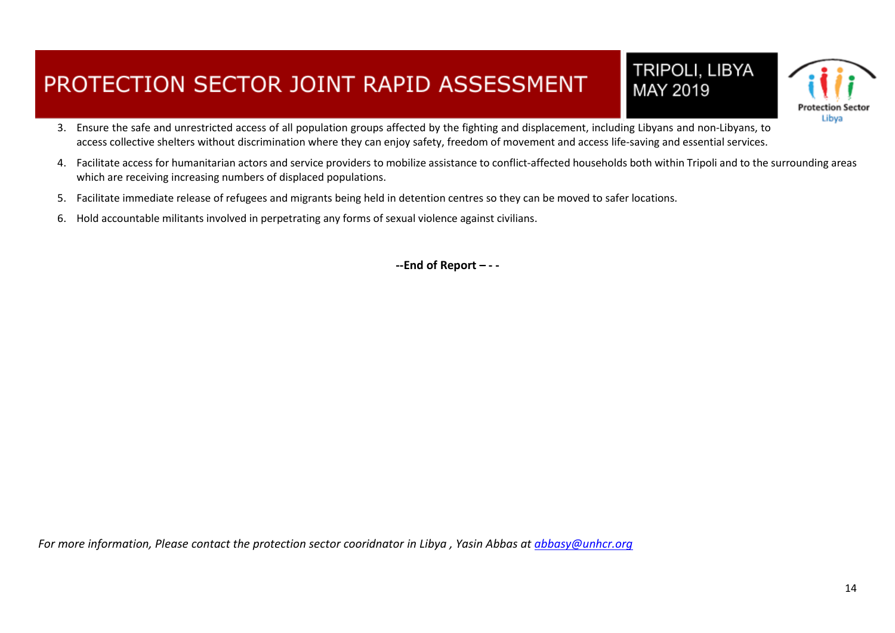3. Ensure the safe and unrestricted access of all population groups affected by the fighting and displacement, including Libyans and non-Libyans, to access collective shelters without discrimination where they can enjoy safety, freedom of movement and access life-saving and essential services.
4. Facilitate access for humanitarian actors and service providers to mobilize assistance to conflict-affected households both within Tripoli and to the surrounding areas which are receiving increasing numbers of displaced populations.
5. Facilitate immediate release of refugees and migrants being held in detention centres so they can be moved to safer locations.
6. Hold accountable militants involved in perpetrating any forms of sexual violence against civilians.

**--End of Report – - -**

*For more information, Please contact the protection sector cooridnator in Libya , Yasin Abbas at [abbasy@unhcr.org](mailto:abbasy@unhcr.org)*